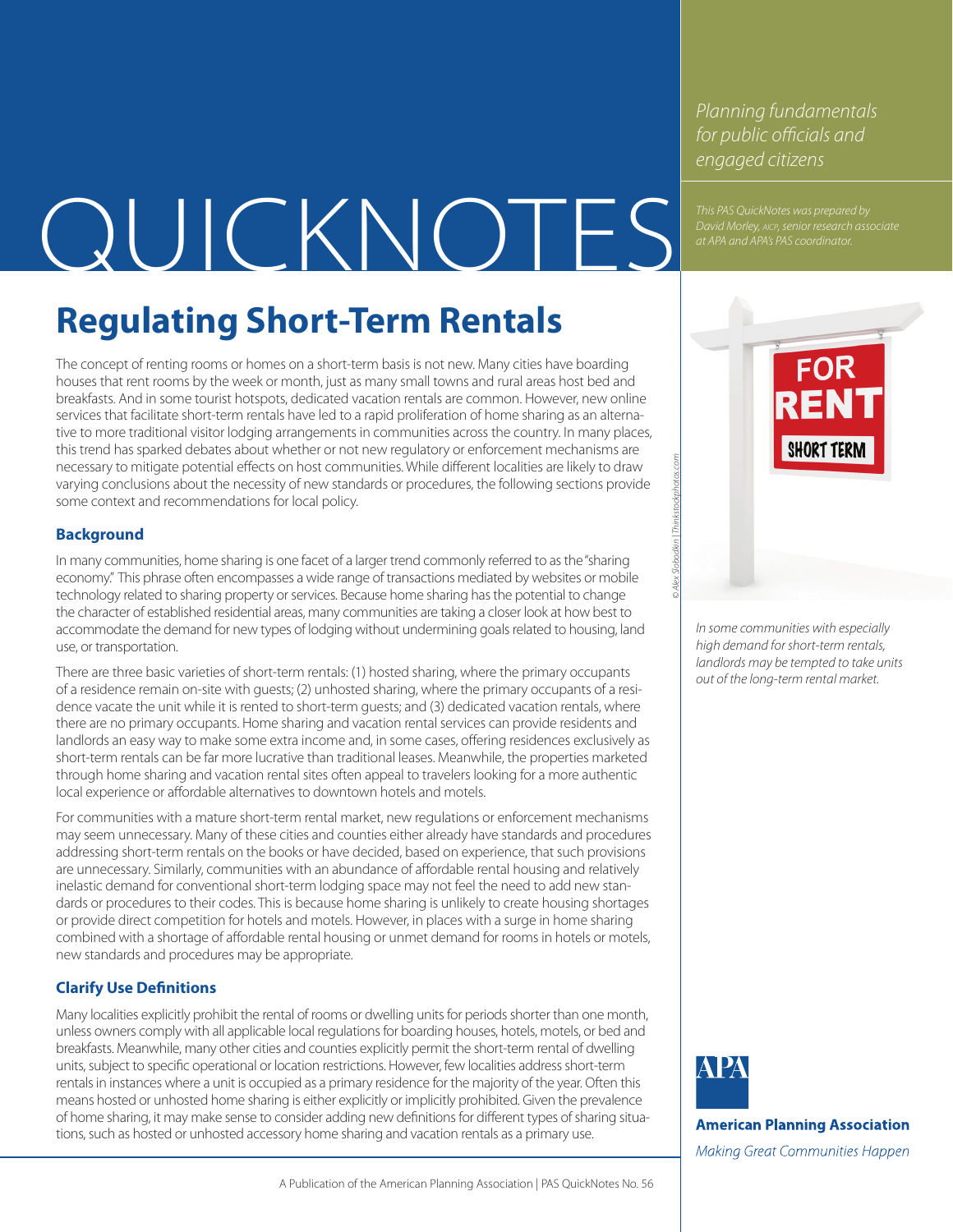# QUICKNOTES

*Planning fundamentals for public officials and engaged citizens*

*This PAS QuickNotes was prepared by David Morley, AICP, senior research associate at APA and APA's PAS coordinator.*

## Regulating Short-Term Rentals

The concept of renting rooms or homes on a short-term basis is not new. Many cities have boarding houses that rent rooms by the week or month, just as many small towns and rural areas host bed and breakfasts. And in some tourist hotspots, dedicated vacation rentals are common. However, new online services that facilitate short-term rentals have led to a rapid proliferation of home sharing as an alternative to more traditional visitor lodging arrangements in communities across the country. In many places, this trend has sparked debates about whether or not new regulatory or enforcement mechanisms are necessary to mitigate potential effects on host communities. While different localities are likely to draw varying conclusions about the necessity of new standards or procedures, the following sections provide some context and recommendations for local policy.

### Background

In many communities, home sharing is one facet of a larger trend commonly referred to as the "sharing economy." This phrase often encompasses a wide range of transactions mediated by websites or mobile technology related to sharing property or services. Because home sharing has the potential to change the character of established residential areas, many communities are taking a closer look at how best to accommodate the demand for new types of lodging without undermining goals related to housing, land use, or transportation.

There are three basic varieties of short-term rentals: (1) hosted sharing, where the primary occupants of a residence remain on-site with guests; (2) unhosted sharing, where the primary occupants of a residence vacate the unit while it is rented to short-term guests; and (3) dedicated vacation rentals, where there are no primary occupants. Home sharing and vacation rental services can provide residents and landlords an easy way to make some extra income and, in some cases, offering residences exclusively as short-term rentals can be far more lucrative than traditional leases. Meanwhile, the properties marketed through home sharing and vacation rental sites often appeal to travelers looking for a more authentic local experience or affordable alternatives to downtown hotels and motels.

For communities with a mature short-term rental market, new regulations or enforcement mechanisms may seem unnecessary. Many of these cities and counties either already have standards and procedures addressing short-term rentals on the books or have decided, based on experience, that such provisions are unnecessary. Similarly, communities with an abundance of affordable rental housing and relatively inelastic demand for conventional short-term lodging space may not feel the need to add new standards or procedures to their codes. This is because home sharing is unlikely to create housing shortages or provide direct competition for hotels and motels. However, in places with a surge in home sharing combined with a shortage of affordable rental housing or unmet demand for rooms in hotels or motels, new standards and procedures may be appropriate.

### Clarify Use Definitions

Many localities explicitly prohibit the rental of rooms or dwelling units for periods shorter than one month, unless owners comply with all applicable local regulations for boarding houses, hotels, motels, or bed and breakfasts. Meanwhile, many other cities and counties explicitly permit the short-term rental of dwelling units, subject to specific operational or location restrictions. However, few localities address short-term rentals in instances where a unit is occupied as a primary residence for the majority of the year. Often this means hosted or unhosted home sharing is either explicitly or implicitly prohibited. Given the prevalence of home sharing, it may make sense to consider adding new definitions for different types of sharing situations, such as hosted or unhosted accessory home sharing and vacation rentals as a primary use.

© Alex Slobodkin | Thinkstockphotos.com

*In some communities with especially high demand for short-term rentals, landlords may be tempted to take units out of the long-term rental market.*

**American Planning Association**
*Making Great Communities Happen*

A Publication of the American Planning Association | PAS QuickNotes No. 56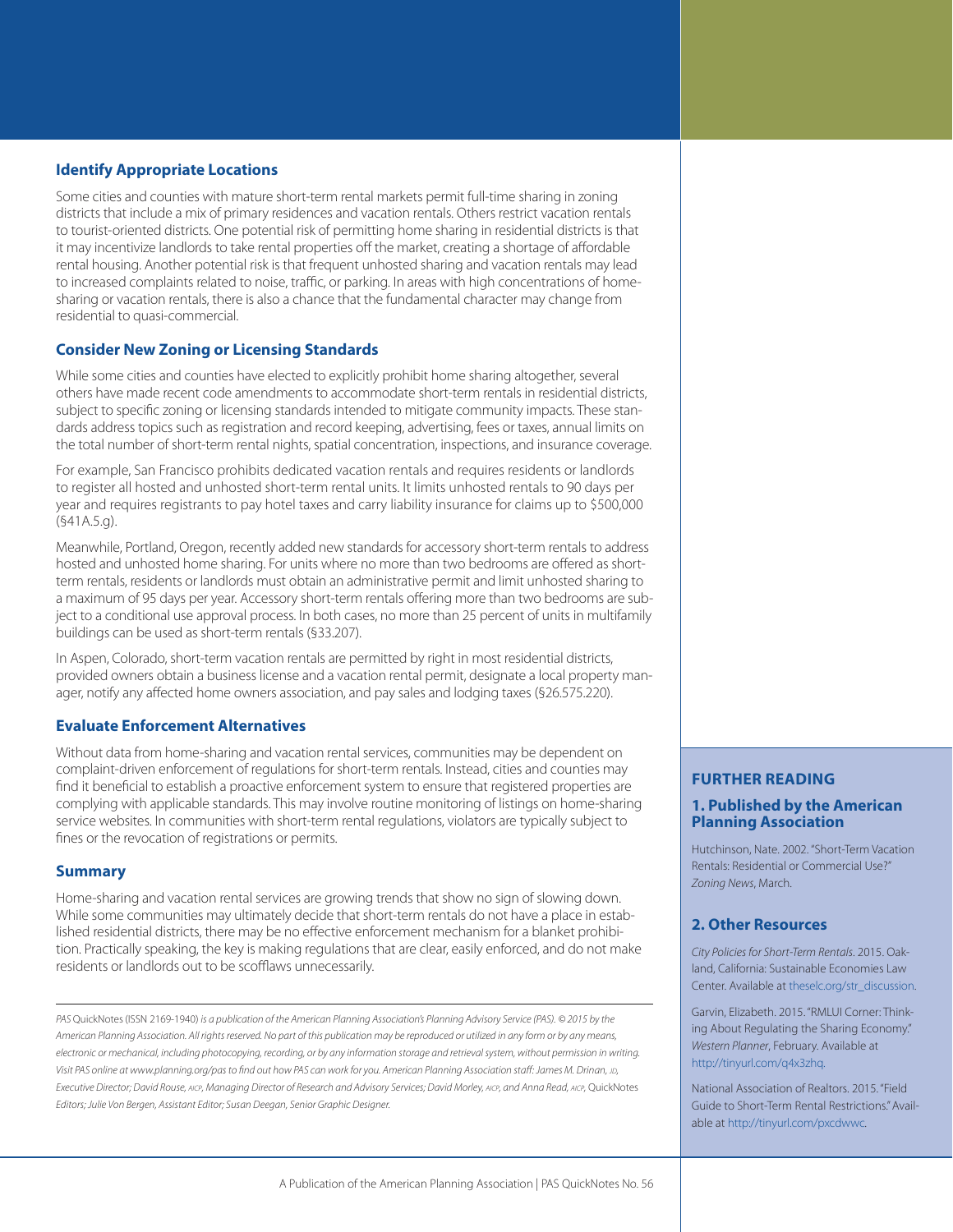## Identify Appropriate Locations

Some cities and counties with mature short-term rental markets permit full-time sharing in zoning districts that include a mix of primary residences and vacation rentals. Others restrict vacation rentals to tourist-oriented districts. One potential risk of permitting home sharing in residential districts is that it may incentivize landlords to take rental properties off the market, creating a shortage of affordable rental housing. Another potential risk is that frequent unhosted sharing and vacation rentals may lead to increased complaints related to noise, traffic, or parking. In areas with high concentrations of home-sharing or vacation rentals, there is also a chance that the fundamental character may change from residential to quasi-commercial.

## Consider New Zoning or Licensing Standards

While some cities and counties have elected to explicitly prohibit home sharing altogether, several others have made recent code amendments to accommodate short-term rentals in residential districts, subject to specific zoning or licensing standards intended to mitigate community impacts. These standards address topics such as registration and record keeping, advertising, fees or taxes, annual limits on the total number of short-term rental nights, spatial concentration, inspections, and insurance coverage.

For example, San Francisco prohibits dedicated vacation rentals and requires residents or landlords to register all hosted and unhosted short-term rental units. It limits unhosted rentals to 90 days per year and requires registrants to pay hotel taxes and carry liability insurance for claims up to $500,000 (§41A.5.g).

Meanwhile, Portland, Oregon, recently added new standards for accessory short-term rentals to address hosted and unhosted home sharing. For units where no more than two bedrooms are offered as short-term rentals, residents or landlords must obtain an administrative permit and limit unhosted sharing to a maximum of 95 days per year. Accessory short-term rentals offering more than two bedrooms are subject to a conditional use approval process. In both cases, no more than 25 percent of units in multifamily buildings can be used as short-term rentals (§33.207).

In Aspen, Colorado, short-term vacation rentals are permitted by right in most residential districts, provided owners obtain a business license and a vacation rental permit, designate a local property manager, notify any affected home owners association, and pay sales and lodging taxes (§26.575.220).

## Evaluate Enforcement Alternatives

Without data from home-sharing and vacation rental services, communities may be dependent on complaint-driven enforcement of regulations for short-term rentals. Instead, cities and counties may find it beneficial to establish a proactive enforcement system to ensure that registered properties are complying with applicable standards. This may involve routine monitoring of listings on home-sharing service websites. In communities with short-term rental regulations, violators are typically subject to fines or the revocation of registrations or permits.

## Summary

Home-sharing and vacation rental services are growing trends that show no sign of slowing down. While some communities may ultimately decide that short-term rentals do not have a place in established residential districts, there may be no effective enforcement mechanism for a blanket prohibition. Practically speaking, the key is making regulations that are clear, easily enforced, and do not make residents or landlords out to be scofflaws unnecessarily.

---

*PAS* QuickNotes (ISSN 2169-1940) *is a publication of the American Planning Association's Planning Advisory Service (PAS). © 2015 by the American Planning Association. All rights reserved. No part of this publication may be reproduced or utilized in any form or by any means, electronic or mechanical, including photocopying, recording, or by any information storage and retrieval system, without permission in writing. Visit PAS online at www.planning.org/pas to find out how PAS can work for you. American Planning Association staff: James M. Drinan, JD, Executive Director; David Rouse, AICP, Managing Director of Research and Advisory Services; David Morley, AICP, and Anna Read, AICP,* QuickNotes *Editors; Julie Von Bergen, Assistant Editor; Susan Deegan, Senior Graphic Designer.*

## FURTHER READING

### 1. Published by the American Planning Association

Hutchinson, Nate. 2002. "Short-Term Vacation Rentals: Residential or Commercial Use?" *Zoning News*, March.

### 2. Other Resources

*City Policies for Short-Term Rentals*. 2015. Oakland, California: Sustainable Economies Law Center. Available at theselc.org/str_discussion.

Garvin, Elizabeth. 2015. "RMLUI Corner: Thinking About Regulating the Sharing Economy." *Western Planner*, February. Available at http://tinyurl.com/q4x3zhq.

National Association of Realtors. 2015. "Field Guide to Short-Term Rental Restrictions." Available at http://tinyurl.com/pxcdwwc.